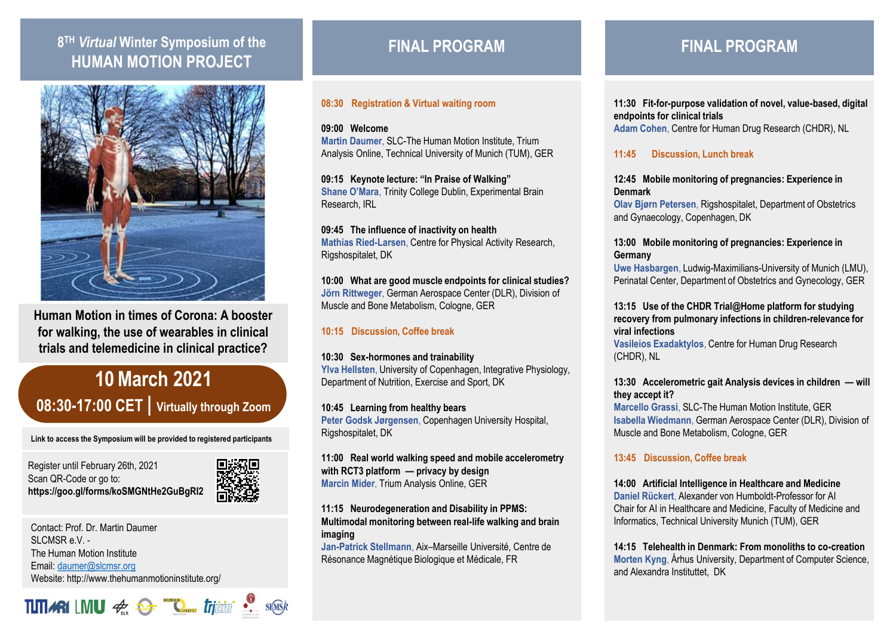# 8TH *Virtual* Winter Symposium of the HUMAN MOTION PROJECT

**Human Motion in times of Corona: A booster for walking, the use of wearables in clinical trials and telemedicine in clinical practice?**

## 10 March 2021

**08:30-17:00 CET | Virtually through Zoom**

**Link to access the Symposium will be provided to registered participants**

Register until February 26th, 2021
Scan QR-Code or go to:
**https://goo.gl/forms/koSMGNtHe2GuBgRI2**

Contact: Prof. Dr. Martin Daumer
SLCMSR e.V. -
The Human Motion Institute
Email: daumer@slcmsr.org
Website: http://www.thehumanmotioninstitute.org/

## FINAL PROGRAM

**08:30 Registration & Virtual waiting room**

**09:00 Welcome**
Martin Daumer, SLC-The Human Motion Institute, Trium Analysis Online, Technical University of Munich (TUM), GER

**09:15 Keynote lecture: "In Praise of Walking"**
Shane O'Mara, Trinity College Dublin, Experimental Brain Research, IRL

**09:45 The influence of inactivity on health**
Mathias Ried-Larsen, Centre for Physical Activity Research, Rigshospitalet, DK

**10:00 What are good muscle endpoints for clinical studies?**
Jörn Rittweger, German Aerospace Center (DLR), Division of Muscle and Bone Metabolism, Cologne, GER

**10:15 Discussion, Coffee break**

**10:30 Sex-hormones and trainability**
Ylva Hellsten, University of Copenhagen, Integrative Physiology, Department of Nutrition, Exercise and Sport, DK

**10:45 Learning from healthy bears**
Peter Godsk Jørgensen, Copenhagen University Hospital, Rigshospitalet, DK

**11:00 Real world walking speed and mobile accelerometry with RCT3 platform — privacy by design**
Marcin Mider, Trium Analysis Online, GER

**11:15 Neurodegeneration and Disability in PPMS: Multimodal monitoring between real-life walking and brain imaging**
Jan-Patrick Stellmann, Aix–Marseille Université, Centre de Résonance Magnétique Biologique et Médicale, FR

## FINAL PROGRAM

**11:30 Fit-for-purpose validation of novel, value-based, digital endpoints for clinical trials**
Adam Cohen, Centre for Human Drug Research (CHDR), NL

**11:45 Discussion, Lunch break**

**12:45 Mobile monitoring of pregnancies: Experience in Denmark**
Olav Bjørn Petersen, Rigshospitalet, Department of Obstetrics and Gynaecology, Copenhagen, DK

**13:00 Mobile monitoring of pregnancies: Experience in Germany**
Uwe Hasbargen, Ludwig-Maximilians-University of Munich (LMU), Perinatal Center, Department of Obstetrics and Gynecology, GER

**13:15 Use of the CHDR Trial@Home platform for studying recovery from pulmonary infections in children-relevance for viral infections**
Vasileios Exadaktylos, Centre for Human Drug Research (CHDR), NL

**13:30 Accelerometric gait Analysis devices in children — will they accept it?**
Marcello Grassi, SLC-The Human Motion Institute, GER
Isabella Wiedmann, German Aerospace Center (DLR), Division of Muscle and Bone Metabolism, Cologne, GER

**13:45 Discussion, Coffee break**

**14:00 Artificial Intelligence in Healthcare and Medicine**
Daniel Rückert, Alexander von Humboldt-Professor for AI Chair for AI in Healthcare and Medicine, Faculty of Medicine and Informatics, Technical University Munich (TUM), GER

**14:15 Telehealth in Denmark: From monoliths to co-creation**
Morten Kyng, Århus University, Department of Computer Science, and Alexandra Instituttet, DK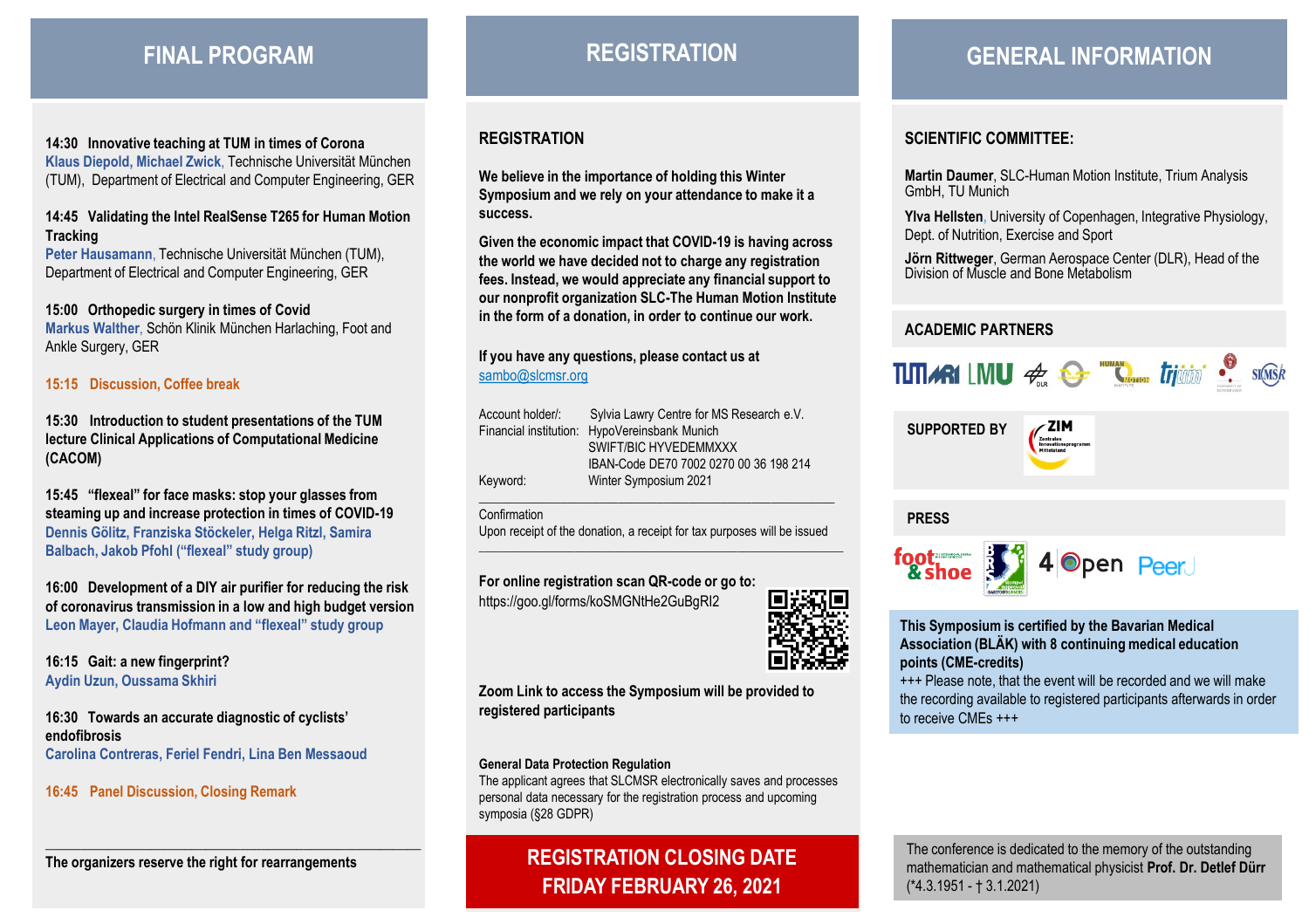## FINAL PROGRAM

**14:30 Innovative teaching at TUM in times of Corona**
**Klaus Diepold, Michael Zwick**, Technische Universität München (TUM), Department of Electrical and Computer Engineering, GER

**14:45 Validating the Intel RealSense T265 for Human Motion Tracking**
**Peter Hausamann**, Technische Universität München (TUM), Department of Electrical and Computer Engineering, GER

**15:00 Orthopedic surgery in times of Covid**
**Markus Walther**, Schön Klinik München Harlaching, Foot and Ankle Surgery, GER

**15:15 Discussion, Coffee break**

**15:30 Introduction to student presentations of the TUM lecture Clinical Applications of Computational Medicine (CACOM)**

**15:45 "flexeal" for face masks: stop your glasses from steaming up and increase protection in times of COVID-19**
**Dennis Gölitz, Franziska Stöckeler, Helga Ritzl, Samira Balbach, Jakob Pfohl ("flexeal" study group)**

**16:00 Development of a DIY air purifier for reducing the risk of coronavirus transmission in a low and high budget version**
**Leon Mayer, Claudia Hofmann and "flexeal" study group**

**16:15 Gait: a new fingerprint?**
**Aydin Uzun, Oussama Skhiri**

**16:30 Towards an accurate diagnostic of cyclists' endofibrosis**
**Carolina Contreras, Feriel Fendri, Lina Ben Messaoud**

**16:45 Panel Discussion, Closing Remark**

---

**The organizers reserve the right for rearrangements**

## REGISTRATION

### REGISTRATION

**We believe in the importance of holding this Winter Symposium and we rely on your attendance to make it a success.**

**Given the economic impact that COVID-19 is having across the world we have decided not to charge any registration fees. Instead, we would appreciate any financial support to our nonprofit organization SLC-The Human Motion Institute in the form of a donation, in order to continue our work.**

**If you have any questions, please contact us at** sambo@slcmsr.org

| | |
|---|---|
| Account holder/: | Sylvia Lawry Centre for MS Research e.V. |
| Financial institution: | HypoVereinsbank Munich |
| | SWIFT/BIC HYVEDEMMXXX |
| | IBAN-Code DE70 7002 0270 00 36 198 214 |
| Keyword: | Winter Symposium 2021 |

---

Confirmation
Upon receipt of the donation, a receipt for tax purposes will be issued

---

**For online registration scan QR-code or go to:**
https://goo.gl/forms/koSMGNtHe2GuBgRl2

**Zoom Link to access the Symposium will be provided to registered participants**

**General Data Protection Regulation**
The applicant agrees that SLCMSR electronically saves and processes personal data necessary for the registration process and upcoming symposia (§28 GDPR)

**REGISTRATION CLOSING DATE**
**FRIDAY FEBRUARY 26, 2021**

## GENERAL INFORMATION

### SCIENTIFIC COMMITTEE:

**Martin Daumer**, SLC-Human Motion Institute, Trium Analysis GmbH, TU Munich

**Ylva Hellsten**, University of Copenhagen, Integrative Physiology, Dept. of Nutrition, Exercise and Sport

**Jörn Rittweger**, German Aerospace Center (DLR), Head of the Division of Muscle and Bone Metabolism

### ACADEMIC PARTNERS

### SUPPORTED BY

### PRESS

**This Symposium is certified by the Bavarian Medical Association (BLÄK) with 8 continuing medical education points (CME-credits)**
+++ Please note, that the event will be recorded and we will make the recording available to registered participants afterwards in order to receive CMEs +++

The conference is dedicated to the memory of the outstanding mathematician and mathematical physicist **Prof. Dr. Detlef Dürr** (*4.3.1951 - † 3.1.2021)